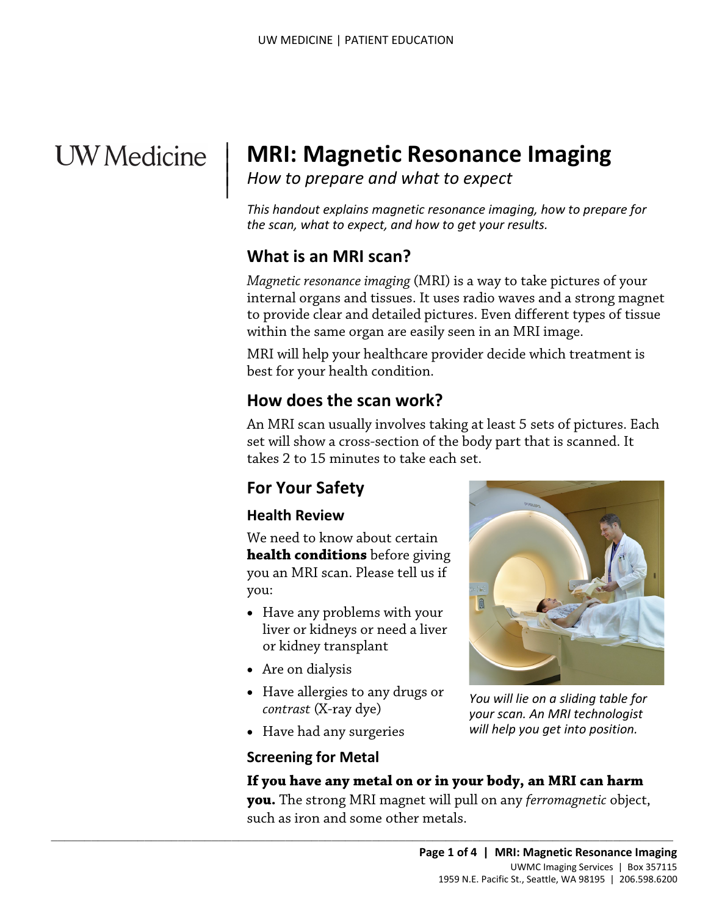# MRI: Magnetic Resonance Imaging

*How to prepare and what to expect*

*This handout explains magnetic resonance imaging, how to prepare for the scan, what to expect, and how to get your results.*

## What is an MRI scan?

*Magnetic resonance imaging* (MRI) is a way to take pictures of your internal organs and tissues. It uses radio waves and a strong magnet to provide clear and detailed pictures. Even different types of tissue within the same organ are easily seen in an MRI image.

MRI will help your healthcare provider decide which treatment is best for your health condition.

## How does the scan work?

An MRI scan usually involves taking at least 5 sets of pictures. Each set will show a cross-section of the body part that is scanned. It takes 2 to 15 minutes to take each set.

## For Your Safety

### Health Review

We need to know about certain **health conditions** before giving you an MRI scan. Please tell us if you:

- Have any problems with your liver or kidneys or need a liver or kidney transplant
- Are on dialysis
- Have allergies to any drugs or *contrast* (X-ray dye)
- Have had any surgeries

*You will lie on a sliding table for your scan. An MRI technologist will help you get into position.*

### Screening for Metal

**If you have any metal on or in your body, an MRI can harm you.** The strong MRI magnet will pull on any *ferromagnetic* object, such as iron and some other metals.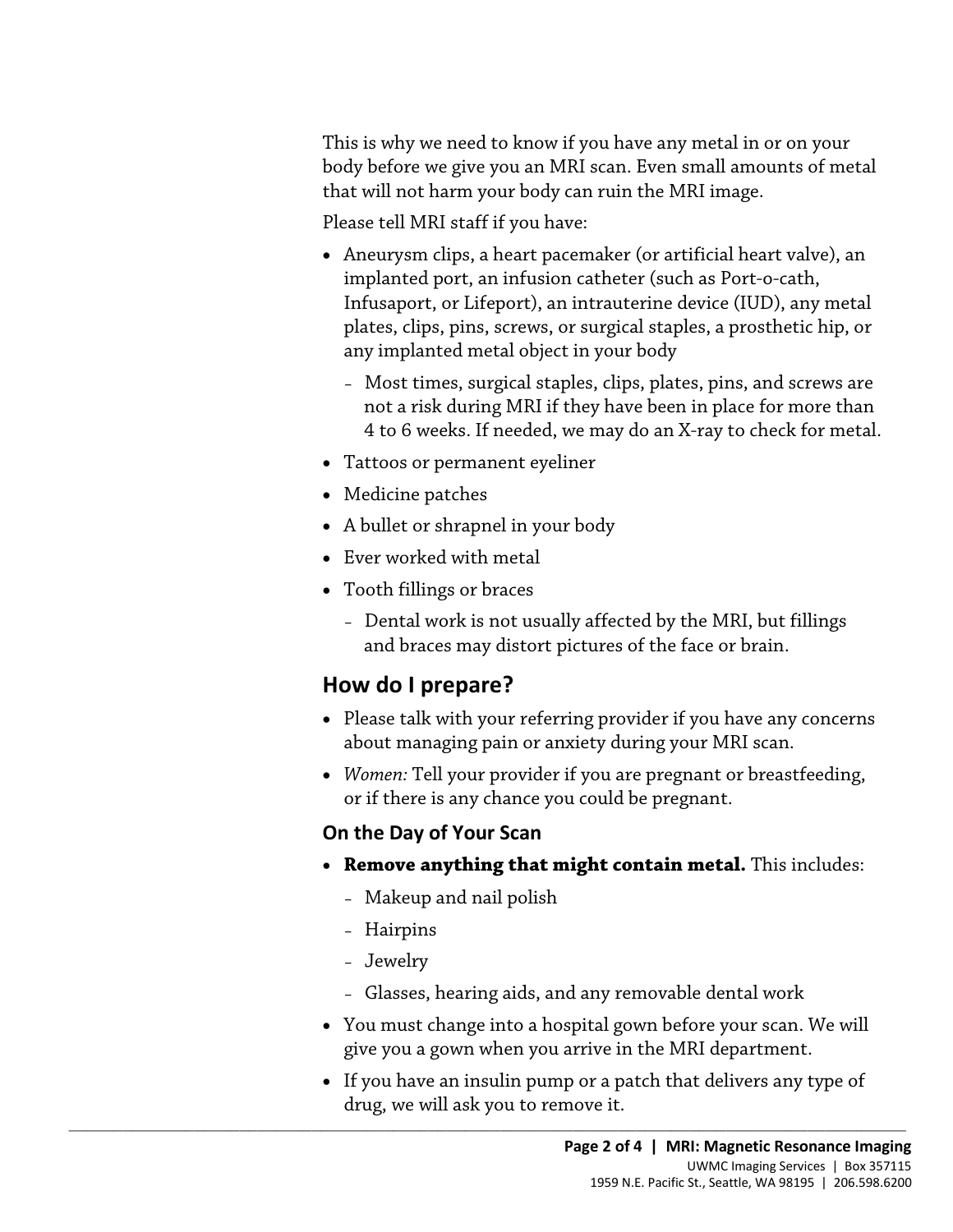This is why we need to know if you have any metal in or on your body before we give you an MRI scan. Even small amounts of metal that will not harm your body can ruin the MRI image.

Please tell MRI staff if you have:

- Aneurysm clips, a heart pacemaker (or artificial heart valve), an implanted port, an infusion catheter (such as Port-o-cath, Infusaport, or Lifeport), an intrauterine device (IUD), any metal plates, clips, pins, screws, or surgical staples, a prosthetic hip, or any implanted metal object in your body
  - Most times, surgical staples, clips, plates, pins, and screws are not a risk during MRI if they have been in place for more than 4 to 6 weeks. If needed, we may do an X-ray to check for metal.
- Tattoos or permanent eyeliner
- Medicine patches
- A bullet or shrapnel in your body
- Ever worked with metal
- Tooth fillings or braces
  - Dental work is not usually affected by the MRI, but fillings and braces may distort pictures of the face or brain.

## How do I prepare?

- Please talk with your referring provider if you have any concerns about managing pain or anxiety during your MRI scan.
- *Women:* Tell your provider if you are pregnant or breastfeeding, or if there is any chance you could be pregnant.

### On the Day of Your Scan

- **Remove anything that might contain metal.** This includes:
  - Makeup and nail polish
  - Hairpins
  - Jewelry
  - Glasses, hearing aids, and any removable dental work
- You must change into a hospital gown before your scan. We will give you a gown when you arrive in the MRI department.
- If you have an insulin pump or a patch that delivers any type of drug, we will ask you to remove it.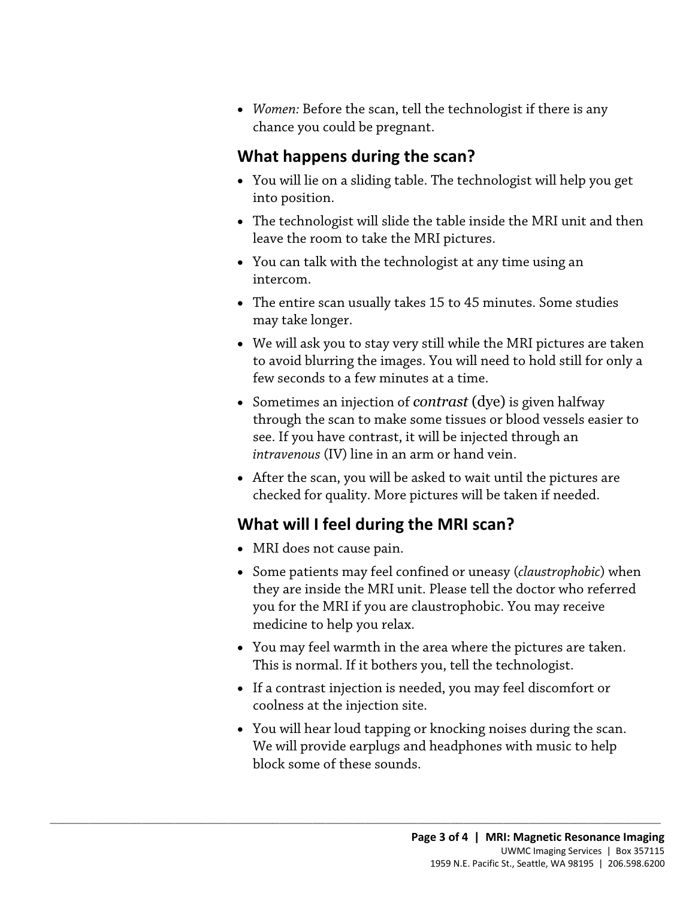- *Women:* Before the scan, tell the technologist if there is any chance you could be pregnant.

## What happens during the scan?

- You will lie on a sliding table. The technologist will help you get into position.
- The technologist will slide the table inside the MRI unit and then leave the room to take the MRI pictures.
- You can talk with the technologist at any time using an intercom.
- The entire scan usually takes 15 to 45 minutes. Some studies may take longer.
- We will ask you to stay very still while the MRI pictures are taken to avoid blurring the images. You will need to hold still for only a few seconds to a few minutes at a time.
- Sometimes an injection of *contrast* (dye) is given halfway through the scan to make some tissues or blood vessels easier to see. If you have contrast, it will be injected through an *intravenous* (IV) line in an arm or hand vein.
- After the scan, you will be asked to wait until the pictures are checked for quality. More pictures will be taken if needed.

## What will I feel during the MRI scan?

- MRI does not cause pain.
- Some patients may feel confined or uneasy (*claustrophobic*) when they are inside the MRI unit. Please tell the doctor who referred you for the MRI if you are claustrophobic. You may receive medicine to help you relax.
- You may feel warmth in the area where the pictures are taken. This is normal. If it bothers you, tell the technologist.
- If a contrast injection is needed, you may feel discomfort or coolness at the injection site.
- You will hear loud tapping or knocking noises during the scan. We will provide earplugs and headphones with music to help block some of these sounds.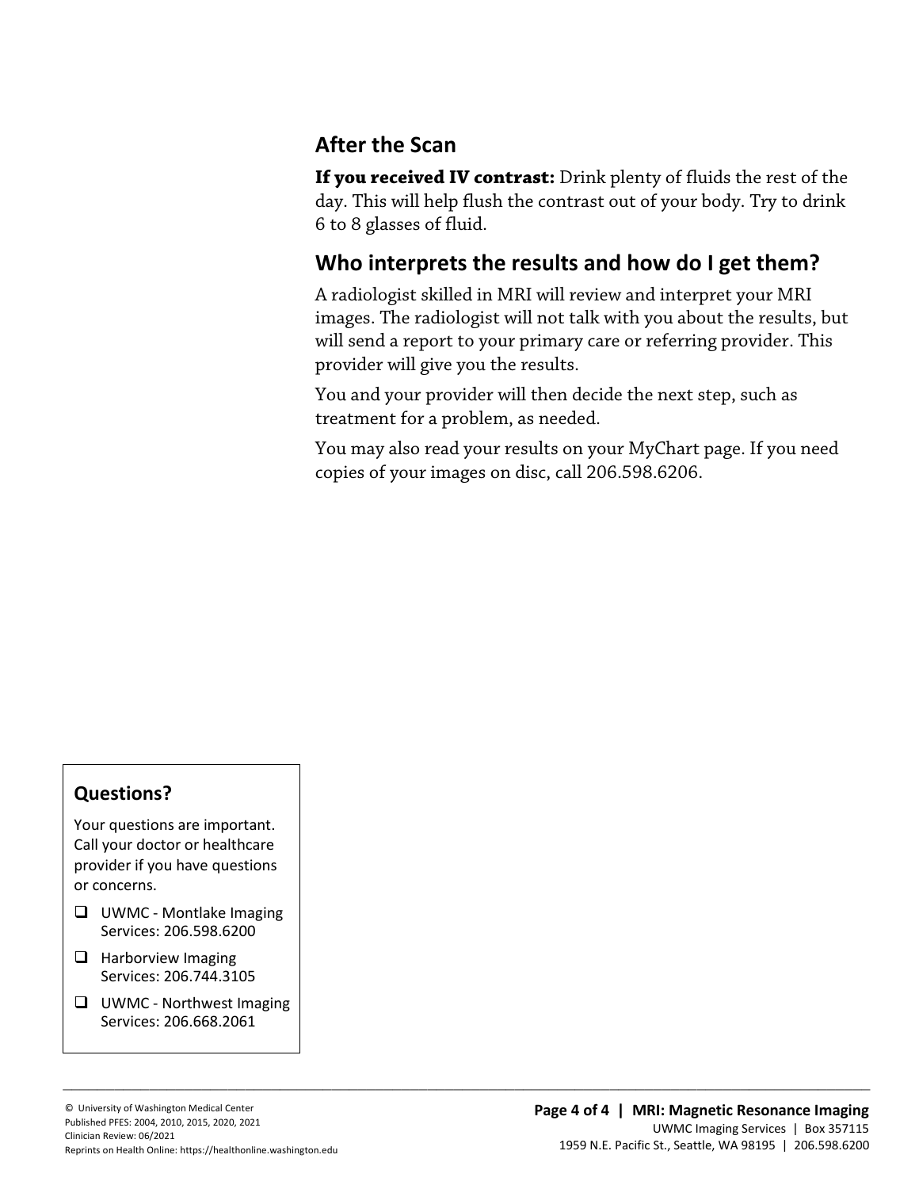## After the Scan

**If you received IV contrast:** Drink plenty of fluids the rest of the day. This will help flush the contrast out of your body. Try to drink 6 to 8 glasses of fluid.

## Who interprets the results and how do I get them?

A radiologist skilled in MRI will review and interpret your MRI images. The radiologist will not talk with you about the results, but will send a report to your primary care or referring provider. This provider will give you the results.

You and your provider will then decide the next step, such as treatment for a problem, as needed.

You may also read your results on your MyChart page. If you need copies of your images on disc, call 206.598.6206.

### Questions?

Your questions are important. Call your doctor or healthcare provider if you have questions or concerns.

- ❑ UWMC - Montlake Imaging Services: 206.598.6200
- ❑ Harborview Imaging Services: 206.744.3105
- ❑ UWMC - Northwest Imaging Services: 206.668.2061

© University of Washington Medical Center
Published PFES: 2004, 2010, 2015, 2020, 2021
Clinician Review: 06/2021
Reprints on Health Online: https://healthonline.washington.edu

UWMC Imaging Services | Box 357115
1959 N.E. Pacific St., Seattle, WA 98195 | 206.598.6200